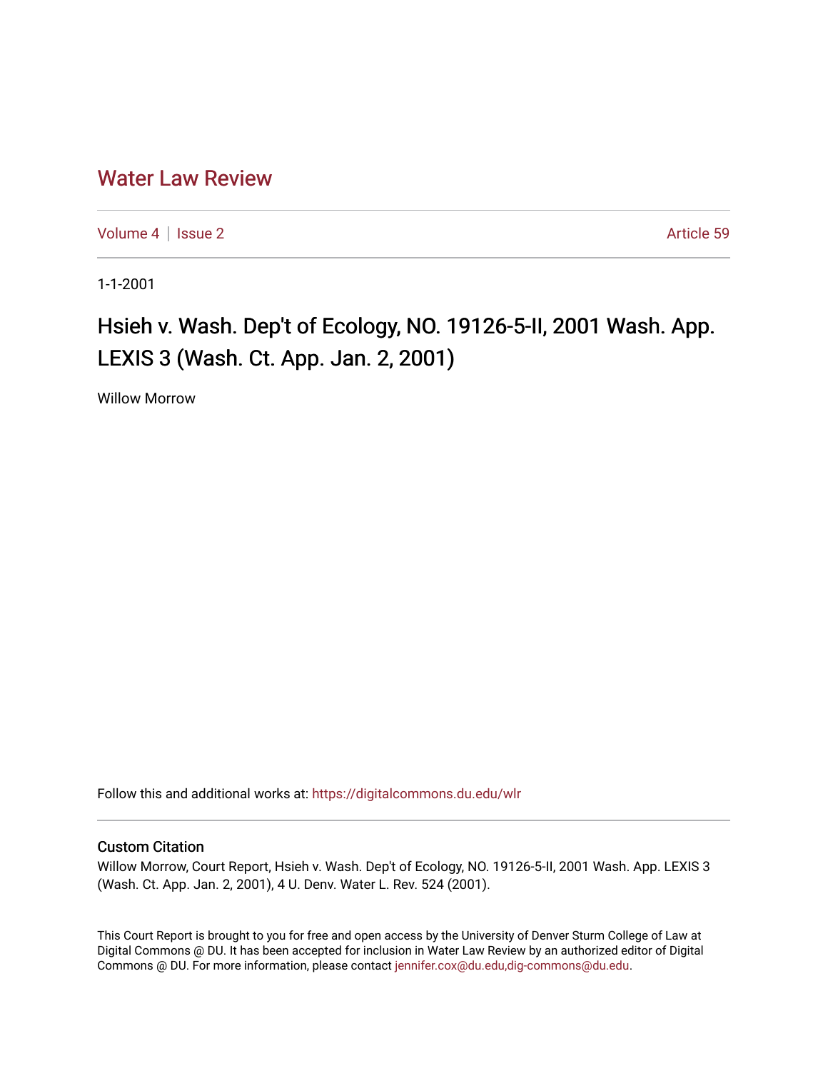# Water Law Review

Volume 4 | Issue 2 Article 59

1-1-2001

## Hsieh v. Wash. Dep't of Ecology, NO. 19126-5-II, 2001 Wash. App. LEXIS 3 (Wash. Ct. App. Jan. 2, 2001)

Willow Morrow

Follow this and additional works at: https://digitalcommons.du.edu/wlr

### Custom Citation

Willow Morrow, Court Report, Hsieh v. Wash. Dep't of Ecology, NO. 19126-5-II, 2001 Wash. App. LEXIS 3 (Wash. Ct. App. Jan. 2, 2001), 4 U. Denv. Water L. Rev. 524 (2001).

This Court Report is brought to you for free and open access by the University of Denver Sturm College of Law at Digital Commons @ DU. It has been accepted for inclusion in Water Law Review by an authorized editor of Digital Commons @ DU. For more information, please contact jennifer.cox@du.edu,dig-commons@du.edu.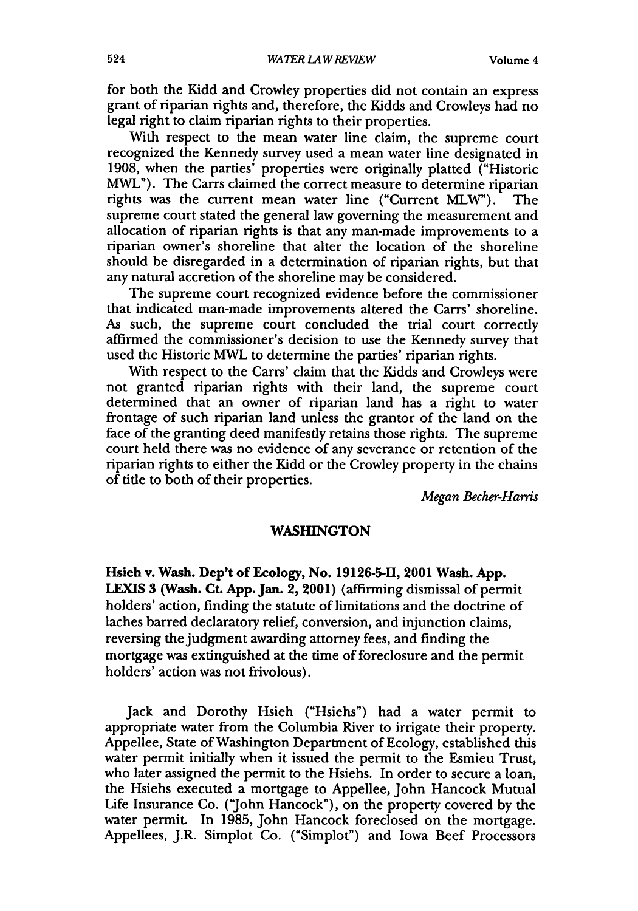for both the Kidd and Crowley properties did not contain an express grant of riparian rights and, therefore, the Kidds and Crowleys had no legal right to claim riparian rights to their properties.

With respect to the mean water line claim, the supreme court recognized the Kennedy survey used a mean water line designated in 1908, when the parties' properties were originally platted ("Historic MWL"). The Carrs claimed the correct measure to determine riparian rights was the current mean water line ("Current MLW"). The supreme court stated the general law governing the measurement and allocation of riparian rights is that any man-made improvements to a riparian owner's shoreline that alter the location of the shoreline should be disregarded in a determination of riparian rights, but that any natural accretion of the shoreline may be considered.

The supreme court recognized evidence before the commissioner that indicated man-made improvements altered the Carrs' shoreline. As such, the supreme court concluded the trial court correctly affirmed the commissioner's decision to use the Kennedy survey that used the Historic MWL to determine the parties' riparian rights.

With respect to the Carrs' claim that the Kidds and Crowleys were not granted riparian rights with their land, the supreme court determined that an owner of riparian land has a right to water frontage of such riparian land unless the grantor of the land on the face of the granting deed manifestly retains those rights. The supreme court held there was no evidence of any severance or retention of the riparian rights to either the Kidd or the Crowley property in the chains of title to both of their properties.

*Megan Becher-Harris*

## WASHINGTON

**Hsieh v. Wash. Dep't of Ecology, No. 19126-5-II, 2001 Wash. App. LEXIS 3 (Wash. Ct. App. Jan. 2, 2001)** (affirming dismissal of permit holders' action, finding the statute of limitations and the doctrine of laches barred declaratory relief, conversion, and injunction claims, reversing the judgment awarding attorney fees, and finding the mortgage was extinguished at the time of foreclosure and the permit holders' action was not frivolous).

Jack and Dorothy Hsieh ("Hsiehs") had a water permit to appropriate water from the Columbia River to irrigate their property. Appellee, State of Washington Department of Ecology, established this water permit initially when it issued the permit to the Esmieu Trust, who later assigned the permit to the Hsiehs. In order to secure a loan, the Hsiehs executed a mortgage to Appellee, John Hancock Mutual Life Insurance Co. ("John Hancock"), on the property covered by the water permit. In 1985, John Hancock foreclosed on the mortgage. Appellees, J.R. Simplot Co. ("Simplot") and Iowa Beef Processors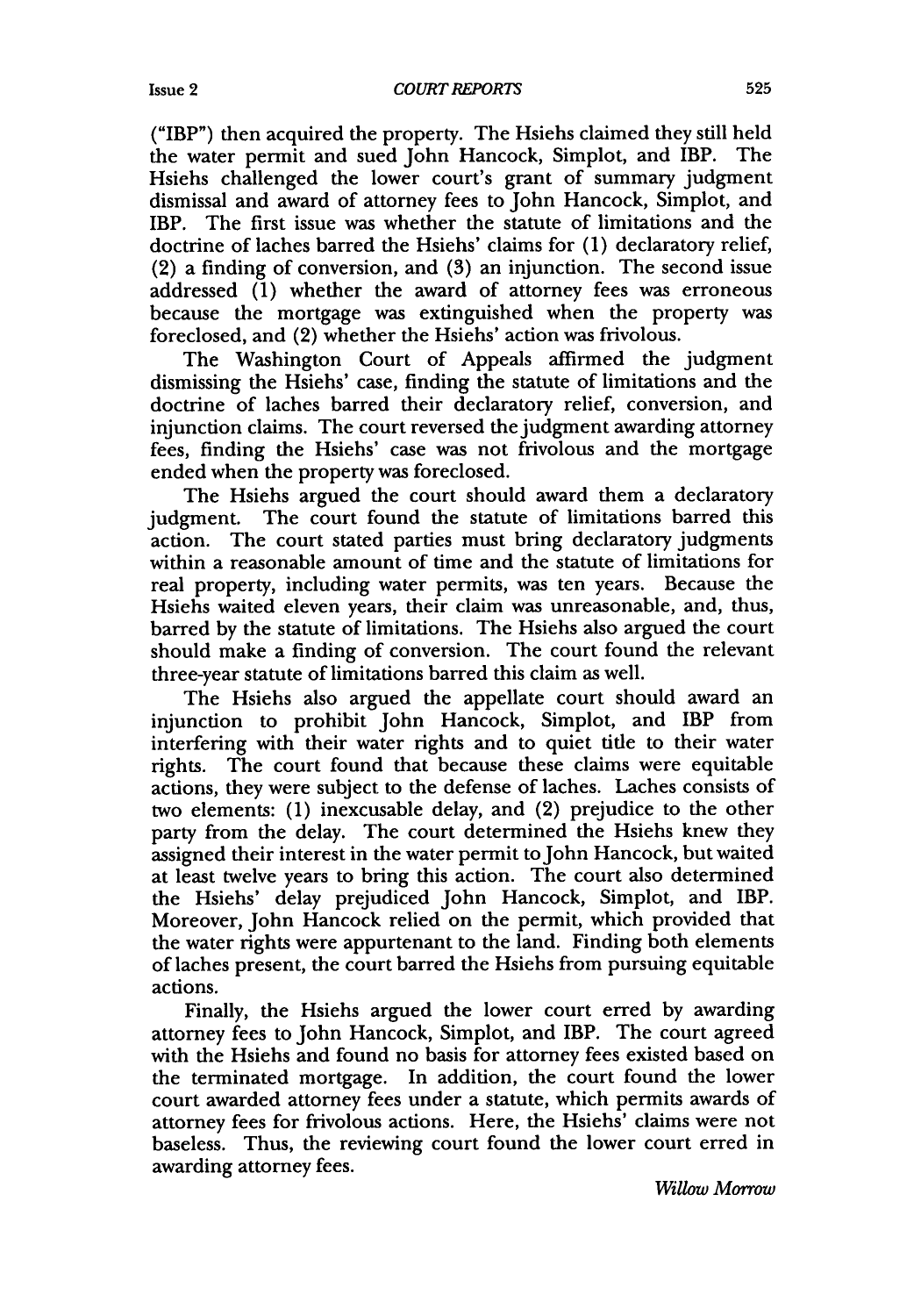("IBP") then acquired the property. The Hsiehs claimed they still held the water permit and sued John Hancock, Simplot, and IBP. The Hsiehs challenged the lower court's grant of summary judgment dismissal and award of attorney fees to John Hancock, Simplot, and IBP. The first issue was whether the statute of limitations and the doctrine of laches barred the Hsiehs' claims for (1) declaratory relief, (2) a finding of conversion, and (3) an injunction. The second issue addressed (1) whether the award of attorney fees was erroneous because the mortgage was extinguished when the property was foreclosed, and (2) whether the Hsiehs' action was frivolous.

The Washington Court of Appeals affirmed the judgment dismissing the Hsiehs' case, finding the statute of limitations and the doctrine of laches barred their declaratory relief, conversion, and injunction claims. The court reversed the judgment awarding attorney fees, finding the Hsiehs' case was not frivolous and the mortgage ended when the property was foreclosed.

The Hsiehs argued the court should award them a declaratory judgment. The court found the statute of limitations barred this action. The court stated parties must bring declaratory judgments within a reasonable amount of time and the statute of limitations for real property, including water permits, was ten years. Because the Hsiehs waited eleven years, their claim was unreasonable, and, thus, barred by the statute of limitations. The Hsiehs also argued the court should make a finding of conversion. The court found the relevant three-year statute of limitations barred this claim as well.

The Hsiehs also argued the appellate court should award an injunction to prohibit John Hancock, Simplot, and IBP from interfering with their water rights and to quiet title to their water rights. The court found that because these claims were equitable actions, they were subject to the defense of laches. Laches consists of two elements: (1) inexcusable delay, and (2) prejudice to the other party from the delay. The court determined the Hsiehs knew they assigned their interest in the water permit to John Hancock, but waited at least twelve years to bring this action. The court also determined the Hsiehs' delay prejudiced John Hancock, Simplot, and IBP. Moreover, John Hancock relied on the permit, which provided that the water rights were appurtenant to the land. Finding both elements of laches present, the court barred the Hsiehs from pursuing equitable actions.

Finally, the Hsiehs argued the lower court erred by awarding attorney fees to John Hancock, Simplot, and IBP. The court agreed with the Hsiehs and found no basis for attorney fees existed based on the terminated mortgage. In addition, the court found the lower court awarded attorney fees under a statute, which permits awards of attorney fees for frivolous actions. Here, the Hsiehs' claims were not baseless. Thus, the reviewing court found the lower court erred in awarding attorney fees.

*Willow Morrow*